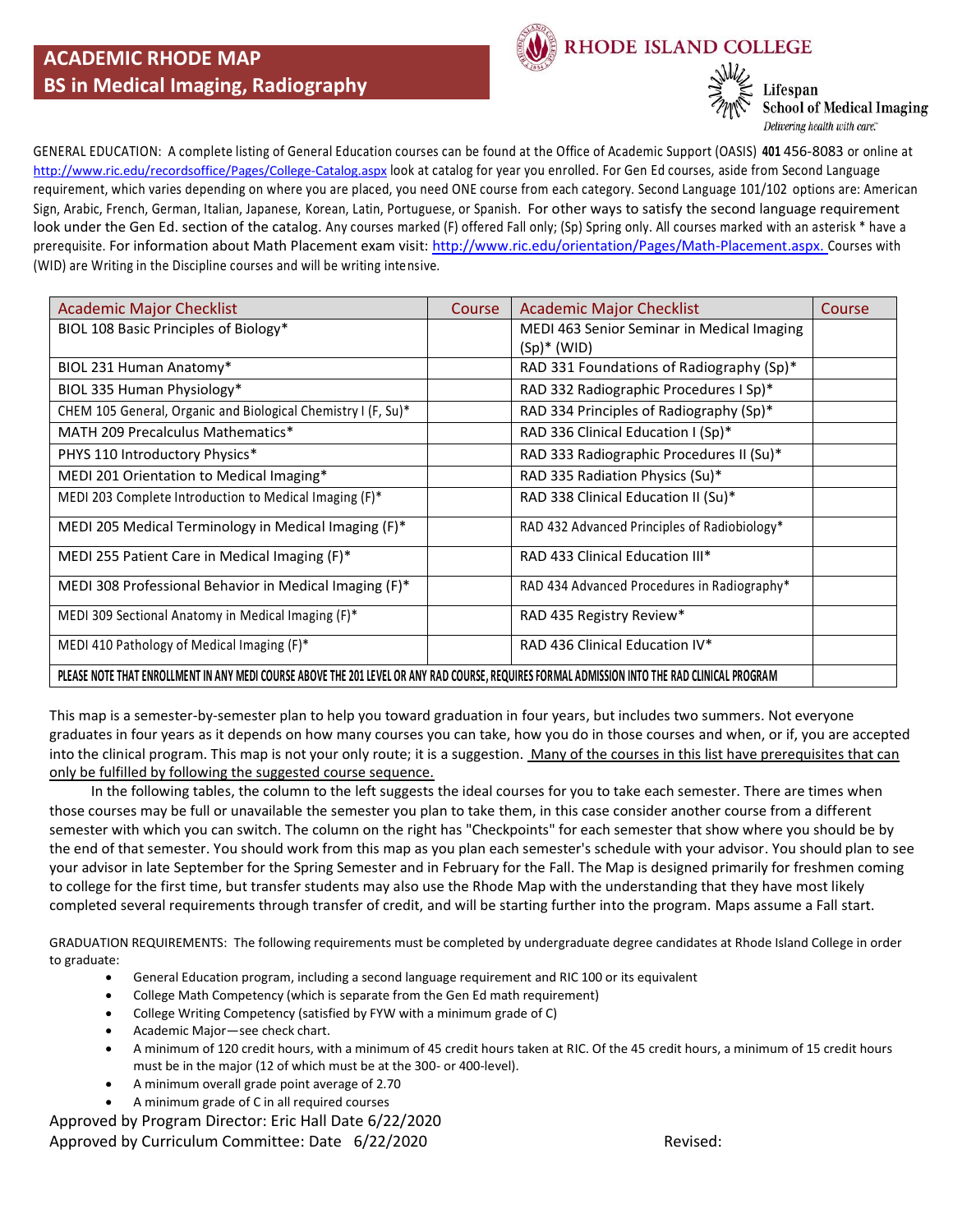# ACADEMIC RHODE MAP
## BS in Medical Imaging, Radiography

RHODE ISLAND COLLEGE

Lifespan School of Medical Imaging
*Delivering health with care.*

GENERAL EDUCATION: A complete listing of General Education courses can be found at the Office of Academic Support (OASIS) **401** 456-8083 or online at http://www.ric.edu/recordsoffice/Pages/College-Catalog.aspx look at catalog for year you enrolled. For Gen Ed courses, aside from Second Language requirement, which varies depending on where you are placed, you need ONE course from each category. Second Language 101/102 options are: American Sign, Arabic, French, German, Italian, Japanese, Korean, Latin, Portuguese, or Spanish. For other ways to satisfy the second language requirement look under the Gen Ed. section of the catalog. Any courses marked (F) offered Fall only; (Sp) Spring only. All courses marked with an asterisk * have a prerequisite. For information about Math Placement exam visit: http://www.ric.edu/orientation/Pages/Math-Placement.aspx. Courses with (WID) are Writing in the Discipline courses and will be writing intensive.

| Academic Major Checklist | Course | Academic Major Checklist | Course |
|---|---|---|---|
| BIOL 108 Basic Principles of Biology* | | MEDI 463 Senior Seminar in Medical Imaging (Sp)* (WID) | |
| BIOL 231 Human Anatomy* | | RAD 331 Foundations of Radiography (Sp)* | |
| BIOL 335 Human Physiology* | | RAD 332 Radiographic Procedures I Sp)* | |
| CHEM 105 General, Organic and Biological Chemistry I (F, Su)* | | RAD 334 Principles of Radiography (Sp)* | |
| MATH 209 Precalculus Mathematics* | | RAD 336 Clinical Education I (Sp)* | |
| PHYS 110 Introductory Physics* | | RAD 333 Radiographic Procedures II (Su)* | |
| MEDI 201 Orientation to Medical Imaging* | | RAD 335 Radiation Physics (Su)* | |
| MEDI 203 Complete Introduction to Medical Imaging (F)* | | RAD 338 Clinical Education II (Su)* | |
| MEDI 205 Medical Terminology in Medical Imaging (F)* | | RAD 432 Advanced Principles of Radiobiology* | |
| MEDI 255 Patient Care in Medical Imaging (F)* | | RAD 433 Clinical Education III* | |
| MEDI 308 Professional Behavior in Medical Imaging (F)* | | RAD 434 Advanced Procedures in Radiography* | |
| MEDI 309 Sectional Anatomy in Medical Imaging (F)* | | RAD 435 Registry Review* | |
| MEDI 410 Pathology of Medical Imaging (F)* | | RAD 436 Clinical Education IV* | |
| PLEASE NOTE THAT ENROLLMENT IN ANY MEDI COURSE ABOVE THE 201 LEVEL OR ANY RAD COURSE, REQUIRES FORMAL ADMISSION INTO THE RAD CLINICAL PROGRAM | | | |

This map is a semester-by-semester plan to help you toward graduation in four years, but includes two summers. Not everyone graduates in four years as it depends on how many courses you can take, how you do in those courses and when, or if, you are accepted into the clinical program. This map is not your only route; it is a suggestion. Many of the courses in this list have prerequisites that can only be fulfilled by following the suggested course sequence.

In the following tables, the column to the left suggests the ideal courses for you to take each semester. There are times when those courses may be full or unavailable the semester you plan to take them, in this case consider another course from a different semester with which you can switch. The column on the right has "Checkpoints" for each semester that show where you should be by the end of that semester. You should work from this map as you plan each semester's schedule with your advisor. You should plan to see your advisor in late September for the Spring Semester and in February for the Fall. The Map is designed primarily for freshmen coming to college for the first time, but transfer students may also use the Rhode Map with the understanding that they have most likely completed several requirements through transfer of credit, and will be starting further into the program. Maps assume a Fall start.

GRADUATION REQUIREMENTS: The following requirements must be completed by undergraduate degree candidates at Rhode Island College in order to graduate:

- General Education program, including a second language requirement and RIC 100 or its equivalent
- College Math Competency (which is separate from the Gen Ed math requirement)
- College Writing Competency (satisfied by FYW with a minimum grade of C)
- Academic Major—see check chart.
- A minimum of 120 credit hours, with a minimum of 45 credit hours taken at RIC. Of the 45 credit hours, a minimum of 15 credit hours must be in the major (12 of which must be at the 300- or 400-level).
- A minimum overall grade point average of 2.70
- A minimum grade of C in all required courses

Approved by Program Director: Eric Hall Date 6/22/2020

Approved by Curriculum Committee: Date 6/22/2020 Revised: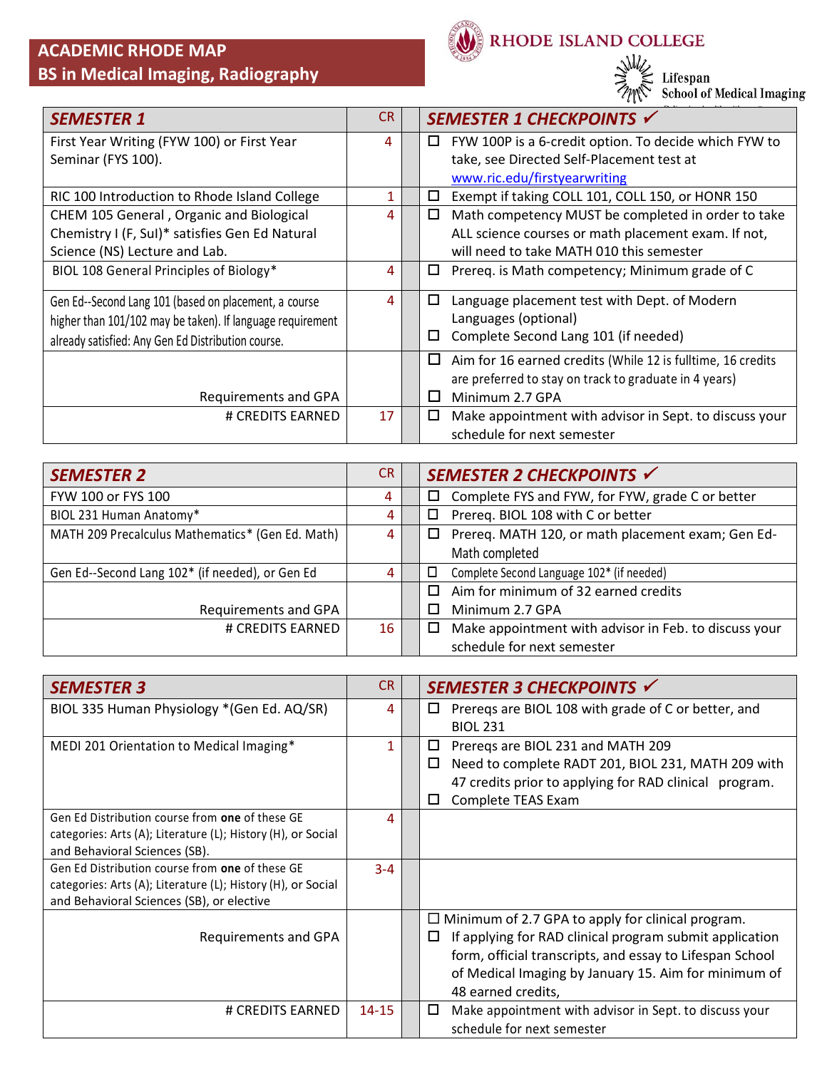# ACADEMIC RHODE MAP
## BS in Medical Imaging, Radiography

RHODE ISLAND COLLEGE

Lifespan School of Medical Imaging

| *SEMESTER 1* | CR | | *SEMESTER 1 CHECKPOINTS* ✓ |
|---|---|---|---|
| First Year Writing (FYW 100) or First Year Seminar (FYS 100). | 4 | | ☐ FYW 100P is a 6-credit option. To decide which FYW to take, see Directed Self-Placement test at www.ric.edu/firstyearwriting |
| RIC 100 Introduction to Rhode Island College | 1 | | ☐ Exempt if taking COLL 101, COLL 150, or HONR 150 |
| CHEM 105 General , Organic and Biological Chemistry I (F, SuI)* satisfies Gen Ed Natural Science (NS) Lecture and Lab. | 4 | | ☐ Math competency MUST be completed in order to take ALL science courses or math placement exam. If not, will need to take MATH 010 this semester |
| BIOL 108 General Principles of Biology* | 4 | | ☐ Prereq. is Math competency; Minimum grade of C |
| Gen Ed--Second Lang 101 (based on placement, a course higher than 101/102 may be taken). If language requirement already satisfied: Any Gen Ed Distribution course. | 4 | | ☐ Language placement test with Dept. of Modern Languages (optional)<br>☐ Complete Second Lang 101 (if needed) |
| Requirements and GPA | | | ☐ Aim for 16 earned credits (While 12 is fulltime, 16 credits are preferred to stay on track to graduate in 4 years)<br>☐ Minimum 2.7 GPA |
| # CREDITS EARNED | 17 | | ☐ Make appointment with advisor in Sept. to discuss your schedule for next semester |

| *SEMESTER 2* | CR | | *SEMESTER 2 CHECKPOINTS* ✓ |
|---|---|---|---|
| FYW 100 or FYS 100 | 4 | | ☐ Complete FYS and FYW, for FYW, grade C or better |
| BIOL 231 Human Anatomy* | 4 | | ☐ Prereq. BIOL 108 with C or better |
| MATH 209 Precalculus Mathematics* (Gen Ed. Math) | 4 | | ☐ Prereq. MATH 120, or math placement exam; Gen Ed-Math completed |
| Gen Ed--Second Lang 102* (if needed), or Gen Ed | 4 | | ☐ Complete Second Language 102* (if needed) |
| Requirements and GPA | | | ☐ Aim for minimum of 32 earned credits<br>☐ Minimum 2.7 GPA |
| # CREDITS EARNED | 16 | | ☐ Make appointment with advisor in Feb. to discuss your schedule for next semester |

| *SEMESTER 3* | CR | | *SEMESTER 3 CHECKPOINTS* ✓ |
|---|---|---|---|
| BIOL 335 Human Physiology *(Gen Ed. AQ/SR) | 4 | | ☐ Prereqs are BIOL 108 with grade of C or better, and BIOL 231 |
| MEDI 201 Orientation to Medical Imaging* | 1 | | ☐ Prereqs are BIOL 231 and MATH 209<br>☐ Need to complete RADT 201, BIOL 231, MATH 209 with 47 credits prior to applying for RAD clinical program.<br>☐ Complete TEAS Exam |
| Gen Ed Distribution course from **one** of these GE categories: Arts (A); Literature (L); History (H), or Social and Behavioral Sciences (SB). | 4 | | |
| Gen Ed Distribution course from **one** of these GE categories: Arts (A); Literature (L); History (H), or Social and Behavioral Sciences (SB), or elective | 3-4 | | |
| Requirements and GPA | | | ☐ Minimum of 2.7 GPA to apply for clinical program.<br>☐ If applying for RAD clinical program submit application form, official transcripts, and essay to Lifespan School of Medical Imaging by January 15. Aim for minimum of 48 earned credits, |
| # CREDITS EARNED | 14-15 | | ☐ Make appointment with advisor in Sept. to discuss your schedule for next semester |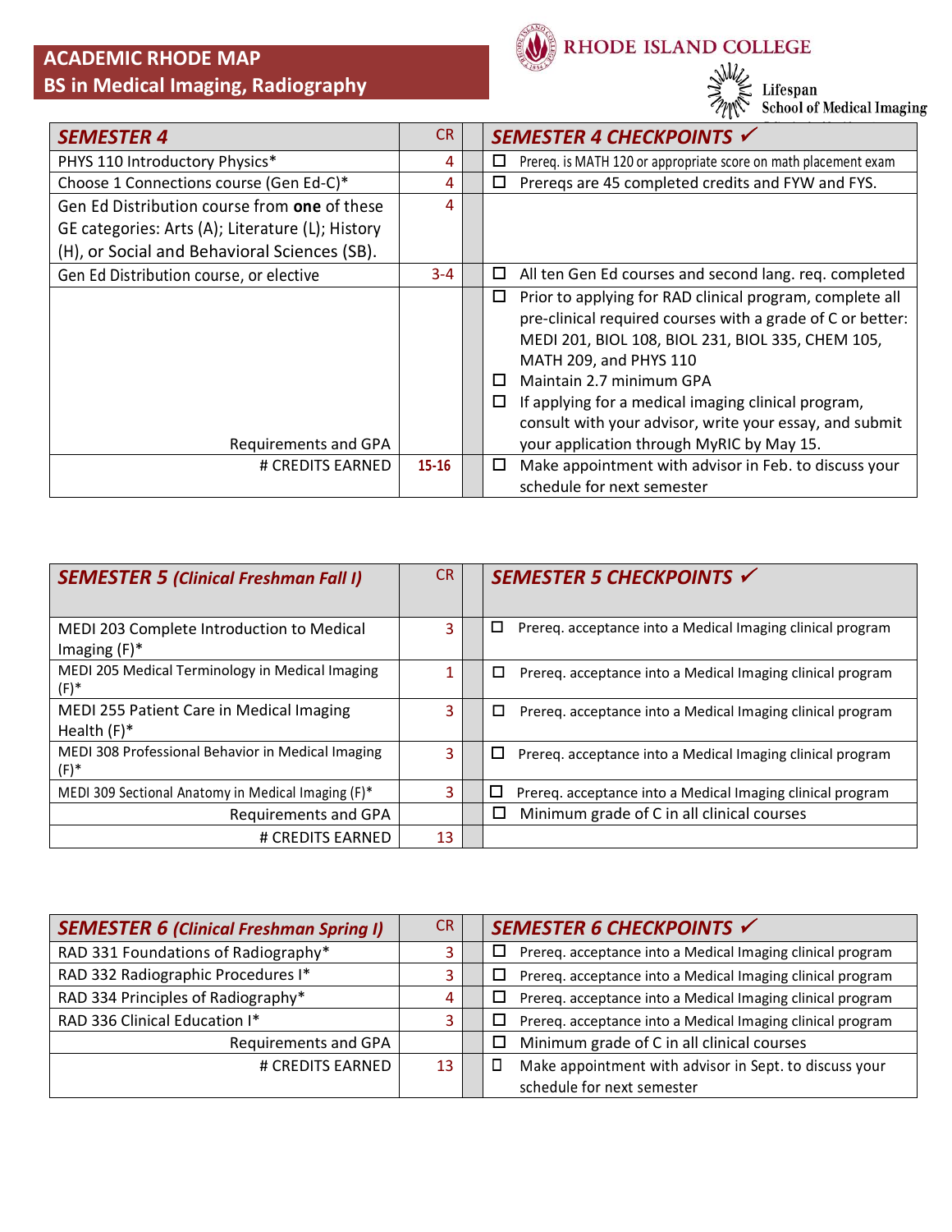## ACADEMIC RHODE MAP
## BS in Medical Imaging, Radiography

RHODE ISLAND COLLEGE

Lifespan School of Medical Imaging

| SEMESTER 4 | CR | | SEMESTER 4 CHECKPOINTS ✓ |
|---|---|---|---|
| PHYS 110 Introductory Physics* | 4 | | ☐ Prereq. is MATH 120 or appropriate score on math placement exam |
| Choose 1 Connections course (Gen Ed-C)* | 4 | | ☐ Prereqs are 45 completed credits and FYW and FYS. |
| Gen Ed Distribution course from **one** of these GE categories: Arts (A); Literature (L); History (H), or Social and Behavioral Sciences (SB). | 4 | | |
| Gen Ed Distribution course, or elective | 3-4 | | ☐ All ten Gen Ed courses and second lang. req. completed |
| Requirements and GPA | | | ☐ Prior to applying for RAD clinical program, complete all pre-clinical required courses with a grade of C or better: MEDI 201, BIOL 108, BIOL 231, BIOL 335, CHEM 105, MATH 209, and PHYS 110<br>☐ Maintain 2.7 minimum GPA<br>☐ If applying for a medical imaging clinical program, consult with your advisor, write your essay, and submit your application through MyRIC by May 15. |
| # CREDITS EARNED | 15-16 | | ☐ Make appointment with advisor in Feb. to discuss your schedule for next semester |

| SEMESTER 5 (Clinical Freshman Fall I) | CR | | SEMESTER 5 CHECKPOINTS ✓ |
|---|---|---|---|
| MEDI 203 Complete Introduction to Medical Imaging (F)* | 3 | | ☐ Prereq. acceptance into a Medical Imaging clinical program |
| MEDI 205 Medical Terminology in Medical Imaging (F)* | 1 | | ☐ Prereq. acceptance into a Medical Imaging clinical program |
| MEDI 255 Patient Care in Medical Imaging Health (F)* | 3 | | ☐ Prereq. acceptance into a Medical Imaging clinical program |
| MEDI 308 Professional Behavior in Medical Imaging (F)* | 3 | | ☐ Prereq. acceptance into a Medical Imaging clinical program |
| MEDI 309 Sectional Anatomy in Medical Imaging (F)* | 3 | | ☐ Prereq. acceptance into a Medical Imaging clinical program |
| Requirements and GPA | | | ☐ Minimum grade of C in all clinical courses |
| # CREDITS EARNED | 13 | | |

| SEMESTER 6 (Clinical Freshman Spring I) | CR | | SEMESTER 6 CHECKPOINTS ✓ |
|---|---|---|---|
| RAD 331 Foundations of Radiography* | 3 | | ☐ Prereq. acceptance into a Medical Imaging clinical program |
| RAD 332 Radiographic Procedures I* | 3 | | ☐ Prereq. acceptance into a Medical Imaging clinical program |
| RAD 334 Principles of Radiography* | 4 | | ☐ Prereq. acceptance into a Medical Imaging clinical program |
| RAD 336 Clinical Education I* | 3 | | ☐ Prereq. acceptance into a Medical Imaging clinical program |
| Requirements and GPA | | | ☐ Minimum grade of C in all clinical courses |
| # CREDITS EARNED | 13 | | ☐ Make appointment with advisor in Sept. to discuss your schedule for next semester |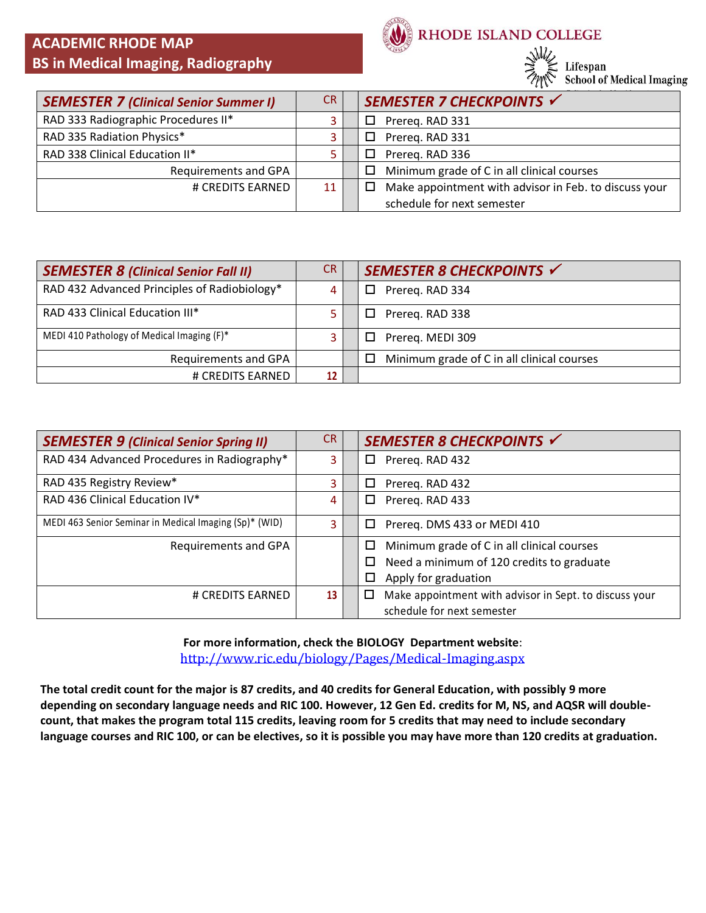# ACADEMIC RHODE MAP
## BS in Medical Imaging, Radiography

RHODE ISLAND COLLEGE

Lifespan School of Medical Imaging

| ***SEMESTER 7 (Clinical Senior Summer I)*** | CR | | ***SEMESTER 7 CHECKPOINTS ✓*** |
|---|---|---|---|
| RAD 333 Radiographic Procedures II* | 3 | | ☐ Prereq. RAD 331 |
| RAD 335 Radiation Physics* | 3 | | ☐ Prereq. RAD 331 |
| RAD 338 Clinical Education II* | 5 | | ☐ Prereq. RAD 336 |
| Requirements and GPA | | | ☐ Minimum grade of C in all clinical courses |
| # CREDITS EARNED | 11 | | ☐ Make appointment with advisor in Feb. to discuss your schedule for next semester |

| ***SEMESTER 8 (Clinical Senior Fall II)*** | CR | | ***SEMESTER 8 CHECKPOINTS ✓*** |
|---|---|---|---|
| RAD 432 Advanced Principles of Radiobiology* | 4 | | ☐ Prereq. RAD 334 |
| RAD 433 Clinical Education III* | 5 | | ☐ Prereq. RAD 338 |
| MEDI 410 Pathology of Medical Imaging (F)* | 3 | | ☐ Prereq. MEDI 309 |
| Requirements and GPA | | | ☐ Minimum grade of C in all clinical courses |
| # CREDITS EARNED | **12** | | |

| ***SEMESTER 9 (Clinical Senior Spring II)*** | CR | | ***SEMESTER 8 CHECKPOINTS ✓*** |
|---|---|---|---|
| RAD 434 Advanced Procedures in Radiography* | 3 | | ☐ Prereq. RAD 432 |
| RAD 435 Registry Review* | 3 | | ☐ Prereq. RAD 432 |
| RAD 436 Clinical Education IV* | 4 | | ☐ Prereq. RAD 433 |
| MEDI 463 Senior Seminar in Medical Imaging (Sp)* (WID) | 3 | | ☐ Prereq. DMS 433 or MEDI 410 |
| Requirements and GPA | | | ☐ Minimum grade of C in all clinical courses<br>☐ Need a minimum of 120 credits to graduate<br>☐ Apply for graduation |
| # CREDITS EARNED | **13** | | ☐ Make appointment with advisor in Sept. to discuss your schedule for next semester |

**For more information, check the BIOLOGY Department website**:
http://www.ric.edu/biology/Pages/Medical-Imaging.aspx

**The total credit count for the major is 87 credits, and 40 credits for General Education, with possibly 9 more depending on secondary language needs and RIC 100. However, 12 Gen Ed. credits for M, NS, and AQSR will double-count, that makes the program total 115 credits, leaving room for 5 credits that may need to include secondary language courses and RIC 100, or can be electives, so it is possible you may have more than 120 credits at graduation.**